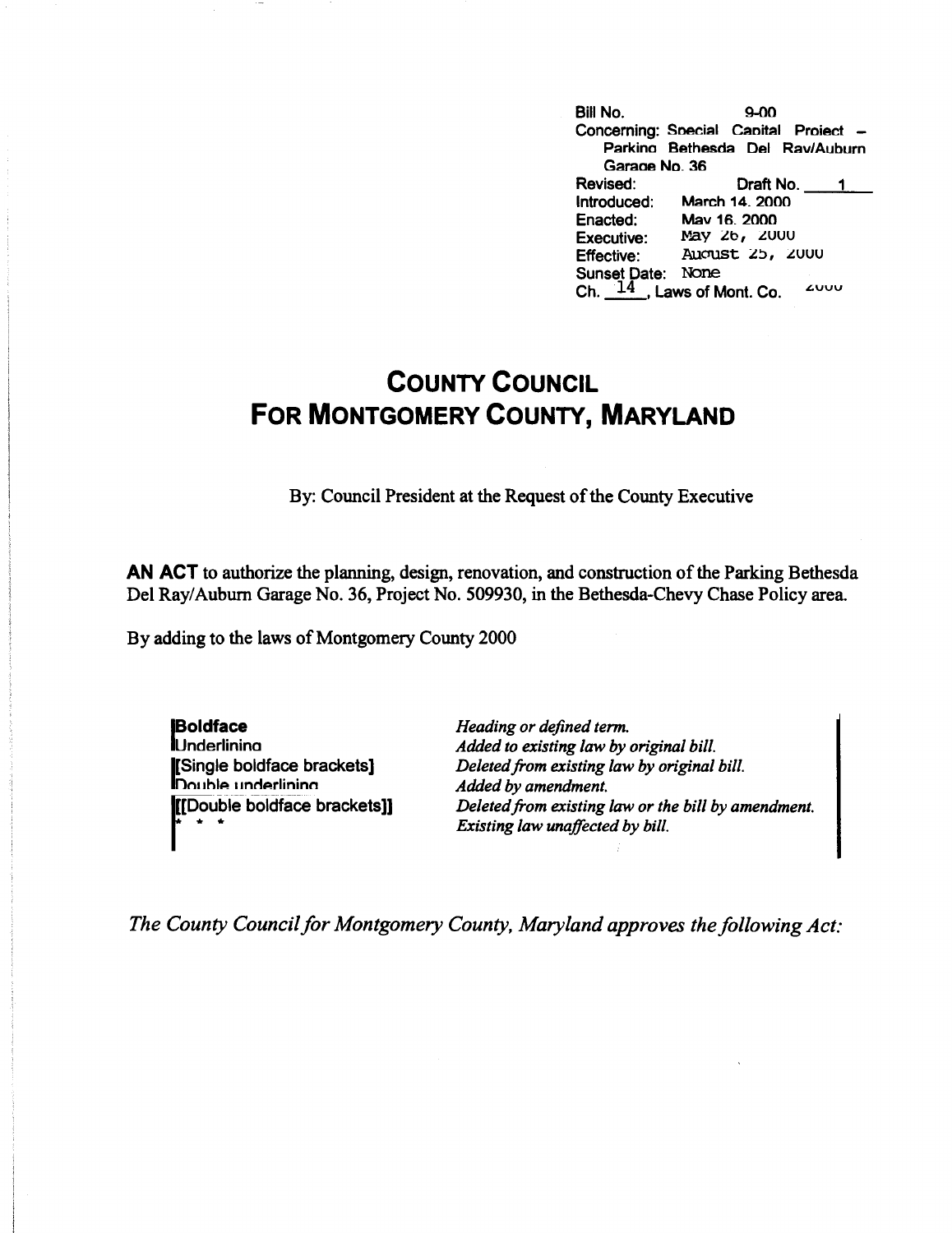Bill No. 9-00
Concerning: Special Capital Project – Parking Bethesda Del Ray/Auburn Garage No. 36
Revised: Draft No. 1
Introduced: March 14, 2000
Enacted: May 16, 2000
Executive: May 26, 2000
Effective: August 25, 2000
Sunset Date: None
Ch. 14, Laws of Mont. Co. 2000

# COUNTY COUNCIL FOR MONTGOMERY COUNTY, MARYLAND

By: Council President at the Request of the County Executive

**AN ACT** to authorize the planning, design, renovation, and construction of the Parking Bethesda Del Ray/Auburn Garage No. 36, Project No. 509930, in the Bethesda-Chevy Chase Policy area.

By adding to the laws of Montgomery County 2000

| | |
|---|---|
| **Boldface** | *Heading or defined term.* |
| Underlining | *Added to existing law by original bill.* |
| [Single boldface brackets] | *Deleted from existing law by original bill.* |
| Double underlining | *Added by amendment.* |
| [[Double boldface brackets]] | *Deleted from existing law or the bill by amendment.* |
| * * * | *Existing law unaffected by bill.* |

*The County Council for Montgomery County, Maryland approves the following Act:*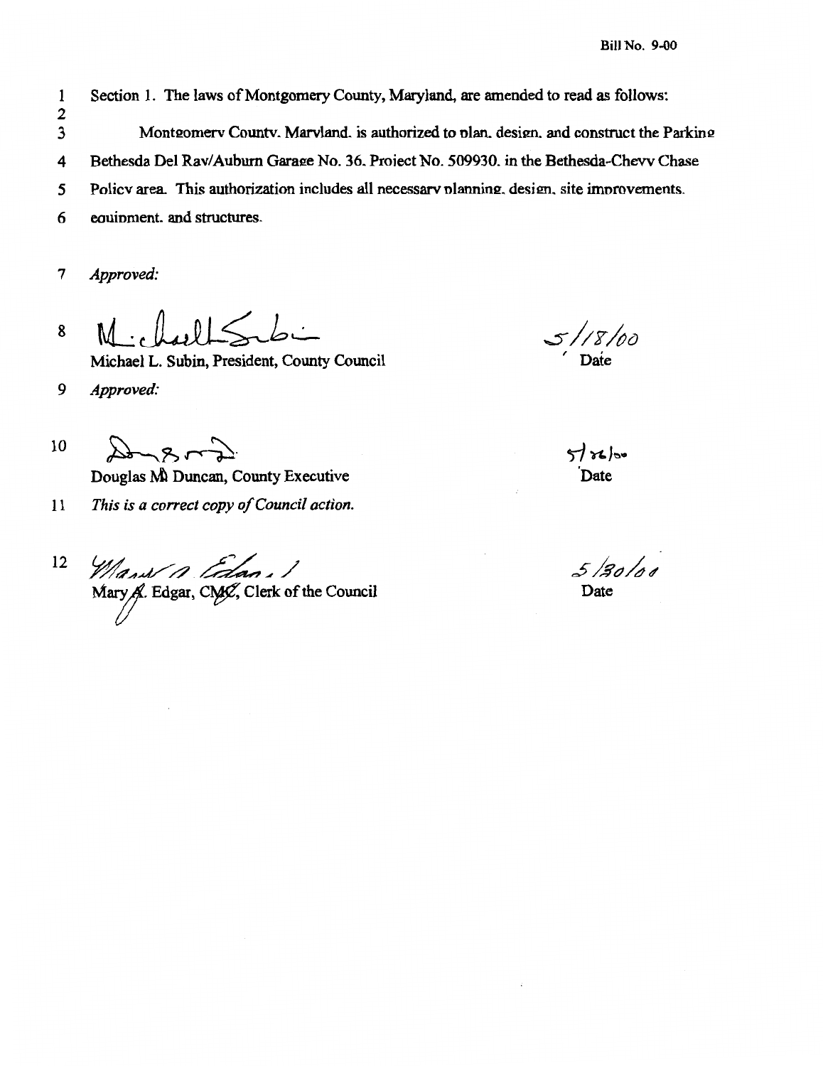Bill No. 9-00

1 Section 1. The laws of Montgomery County, Maryland, are amended to read as follows:

2

3 Montgomery County, Maryland, is authorized to plan, design, and construct the Parking

4 Bethesda Del Ray/Auburn Garage No. 36, Project No. 509930, in the Bethesda-Chevy Chase

5 Policy area. This authorization includes all necessary planning, design, site improvements,

6 equipment, and structures.

7 *Approved:*

8 Michael L. Subin, President, County Council — 5/18/00 Date

9 *Approved:*

10 Douglas M. Duncan, County Executive — 5/26/00 Date

11 *This is a correct copy of Council action.*

12 Mary A. Edgar, CMC, Clerk of the Council — 5/30/00 Date